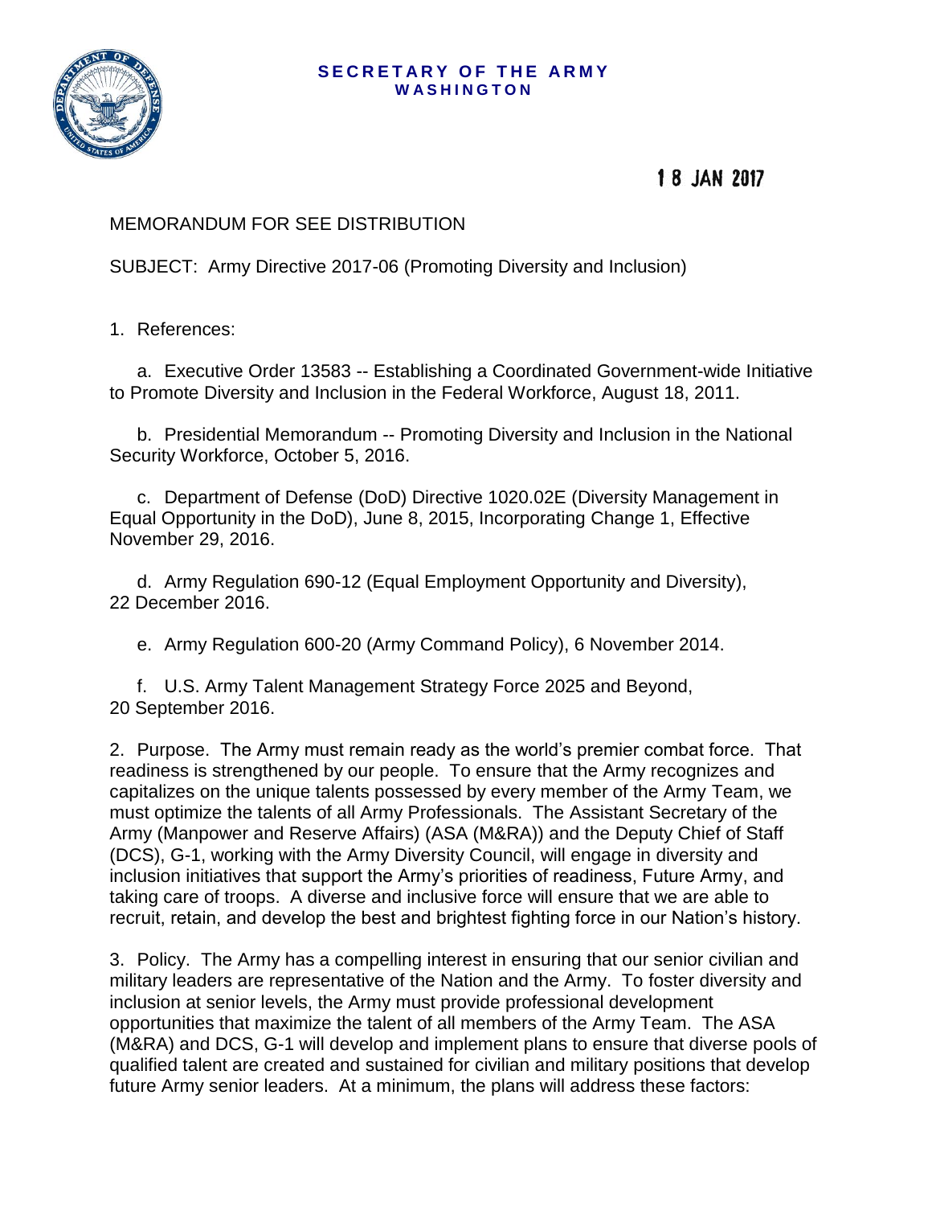**SECRETARY OF THE ARMY**
**WASHINGTON**

18 JAN 2017

MEMORANDUM FOR SEE DISTRIBUTION

SUBJECT: Army Directive 2017-06 (Promoting Diversity and Inclusion)

1. References:

   a. Executive Order 13583 -- Establishing a Coordinated Government-wide Initiative to Promote Diversity and Inclusion in the Federal Workforce, August 18, 2011.

   b. Presidential Memorandum -- Promoting Diversity and Inclusion in the National Security Workforce, October 5, 2016.

   c. Department of Defense (DoD) Directive 1020.02E (Diversity Management in Equal Opportunity in the DoD), June 8, 2015, Incorporating Change 1, Effective November 29, 2016.

   d. Army Regulation 690-12 (Equal Employment Opportunity and Diversity), 22 December 2016.

   e. Army Regulation 600-20 (Army Command Policy), 6 November 2014.

   f. U.S. Army Talent Management Strategy Force 2025 and Beyond, 20 September 2016.

2. Purpose. The Army must remain ready as the world's premier combat force. That readiness is strengthened by our people. To ensure that the Army recognizes and capitalizes on the unique talents possessed by every member of the Army Team, we must optimize the talents of all Army Professionals. The Assistant Secretary of the Army (Manpower and Reserve Affairs) (ASA (M&RA)) and the Deputy Chief of Staff (DCS), G-1, working with the Army Diversity Council, will engage in diversity and inclusion initiatives that support the Army's priorities of readiness, Future Army, and taking care of troops. A diverse and inclusive force will ensure that we are able to recruit, retain, and develop the best and brightest fighting force in our Nation's history.

3. Policy. The Army has a compelling interest in ensuring that our senior civilian and military leaders are representative of the Nation and the Army. To foster diversity and inclusion at senior levels, the Army must provide professional development opportunities that maximize the talent of all members of the Army Team. The ASA (M&RA) and DCS, G-1 will develop and implement plans to ensure that diverse pools of qualified talent are created and sustained for civilian and military positions that develop future Army senior leaders. At a minimum, the plans will address these factors: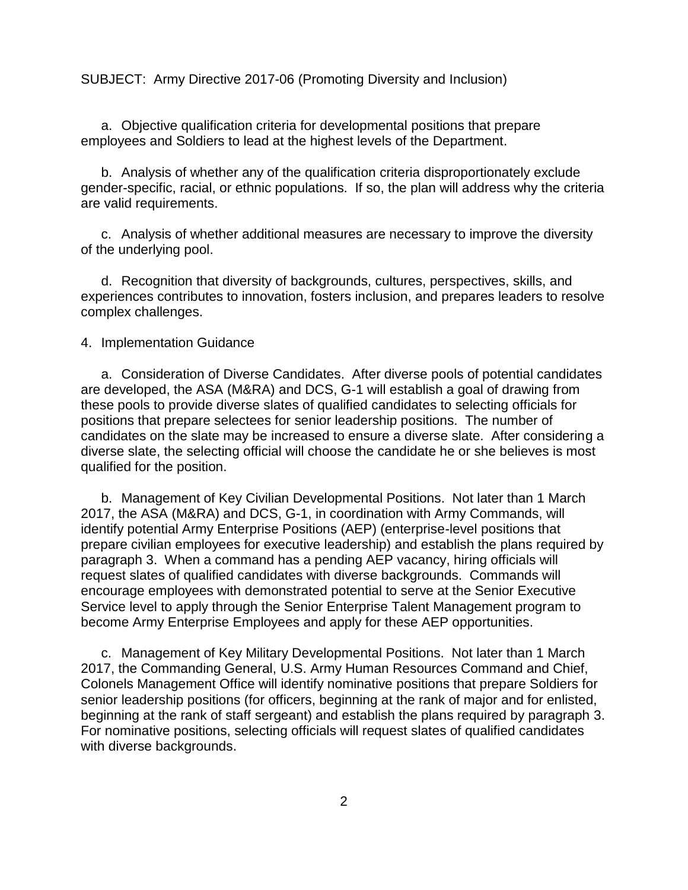SUBJECT: Army Directive 2017-06 (Promoting Diversity and Inclusion)

a. Objective qualification criteria for developmental positions that prepare employees and Soldiers to lead at the highest levels of the Department.

b. Analysis of whether any of the qualification criteria disproportionately exclude gender-specific, racial, or ethnic populations. If so, the plan will address why the criteria are valid requirements.

c. Analysis of whether additional measures are necessary to improve the diversity of the underlying pool.

d. Recognition that diversity of backgrounds, cultures, perspectives, skills, and experiences contributes to innovation, fosters inclusion, and prepares leaders to resolve complex challenges.

4. Implementation Guidance

a. Consideration of Diverse Candidates. After diverse pools of potential candidates are developed, the ASA (M&RA) and DCS, G-1 will establish a goal of drawing from these pools to provide diverse slates of qualified candidates to selecting officials for positions that prepare selectees for senior leadership positions. The number of candidates on the slate may be increased to ensure a diverse slate. After considering a diverse slate, the selecting official will choose the candidate he or she believes is most qualified for the position.

b. Management of Key Civilian Developmental Positions. Not later than 1 March 2017, the ASA (M&RA) and DCS, G-1, in coordination with Army Commands, will identify potential Army Enterprise Positions (AEP) (enterprise-level positions that prepare civilian employees for executive leadership) and establish the plans required by paragraph 3. When a command has a pending AEP vacancy, hiring officials will request slates of qualified candidates with diverse backgrounds. Commands will encourage employees with demonstrated potential to serve at the Senior Executive Service level to apply through the Senior Enterprise Talent Management program to become Army Enterprise Employees and apply for these AEP opportunities.

c. Management of Key Military Developmental Positions. Not later than 1 March 2017, the Commanding General, U.S. Army Human Resources Command and Chief, Colonels Management Office will identify nominative positions that prepare Soldiers for senior leadership positions (for officers, beginning at the rank of major and for enlisted, beginning at the rank of staff sergeant) and establish the plans required by paragraph 3. For nominative positions, selecting officials will request slates of qualified candidates with diverse backgrounds.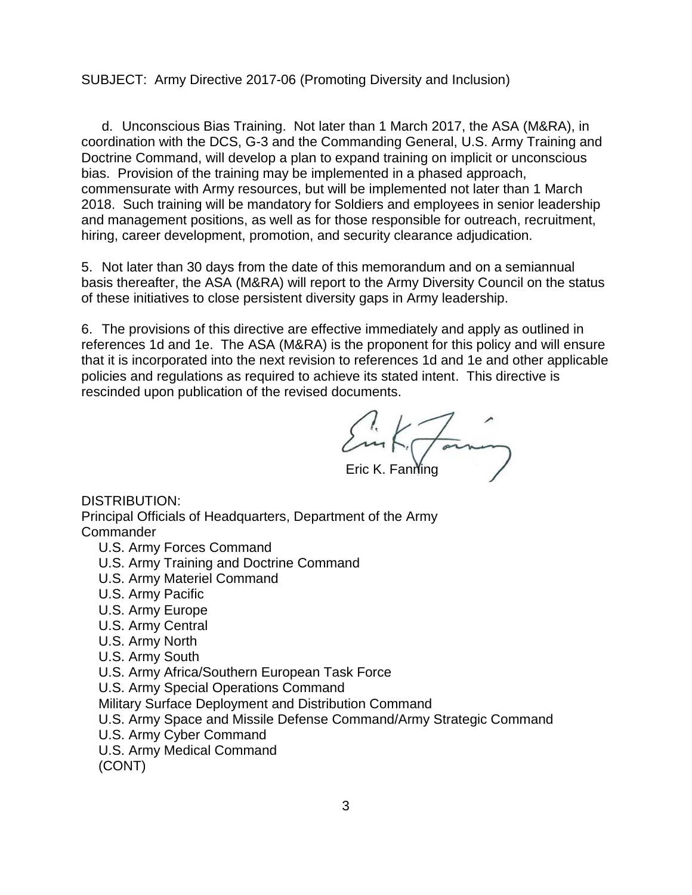SUBJECT: Army Directive 2017-06 (Promoting Diversity and Inclusion)

d. Unconscious Bias Training. Not later than 1 March 2017, the ASA (M&RA), in coordination with the DCS, G-3 and the Commanding General, U.S. Army Training and Doctrine Command, will develop a plan to expand training on implicit or unconscious bias. Provision of the training may be implemented in a phased approach, commensurate with Army resources, but will be implemented not later than 1 March 2018. Such training will be mandatory for Soldiers and employees in senior leadership and management positions, as well as for those responsible for outreach, recruitment, hiring, career development, promotion, and security clearance adjudication.

5. Not later than 30 days from the date of this memorandum and on a semiannual basis thereafter, the ASA (M&RA) will report to the Army Diversity Council on the status of these initiatives to close persistent diversity gaps in Army leadership.

6. The provisions of this directive are effective immediately and apply as outlined in references 1d and 1e. The ASA (M&RA) is the proponent for this policy and will ensure that it is incorporated into the next revision to references 1d and 1e and other applicable policies and regulations as required to achieve its stated intent. This directive is rescinded upon publication of the revised documents.

Eric K. Fanning

DISTRIBUTION:
Principal Officials of Headquarters, Department of the Army
Commander
- U.S. Army Forces Command
- U.S. Army Training and Doctrine Command
- U.S. Army Materiel Command
- U.S. Army Pacific
- U.S. Army Europe
- U.S. Army Central
- U.S. Army North
- U.S. Army South
- U.S. Army Africa/Southern European Task Force
- U.S. Army Special Operations Command
- Military Surface Deployment and Distribution Command
- U.S. Army Space and Missile Defense Command/Army Strategic Command
- U.S. Army Cyber Command
- U.S. Army Medical Command

(CONT)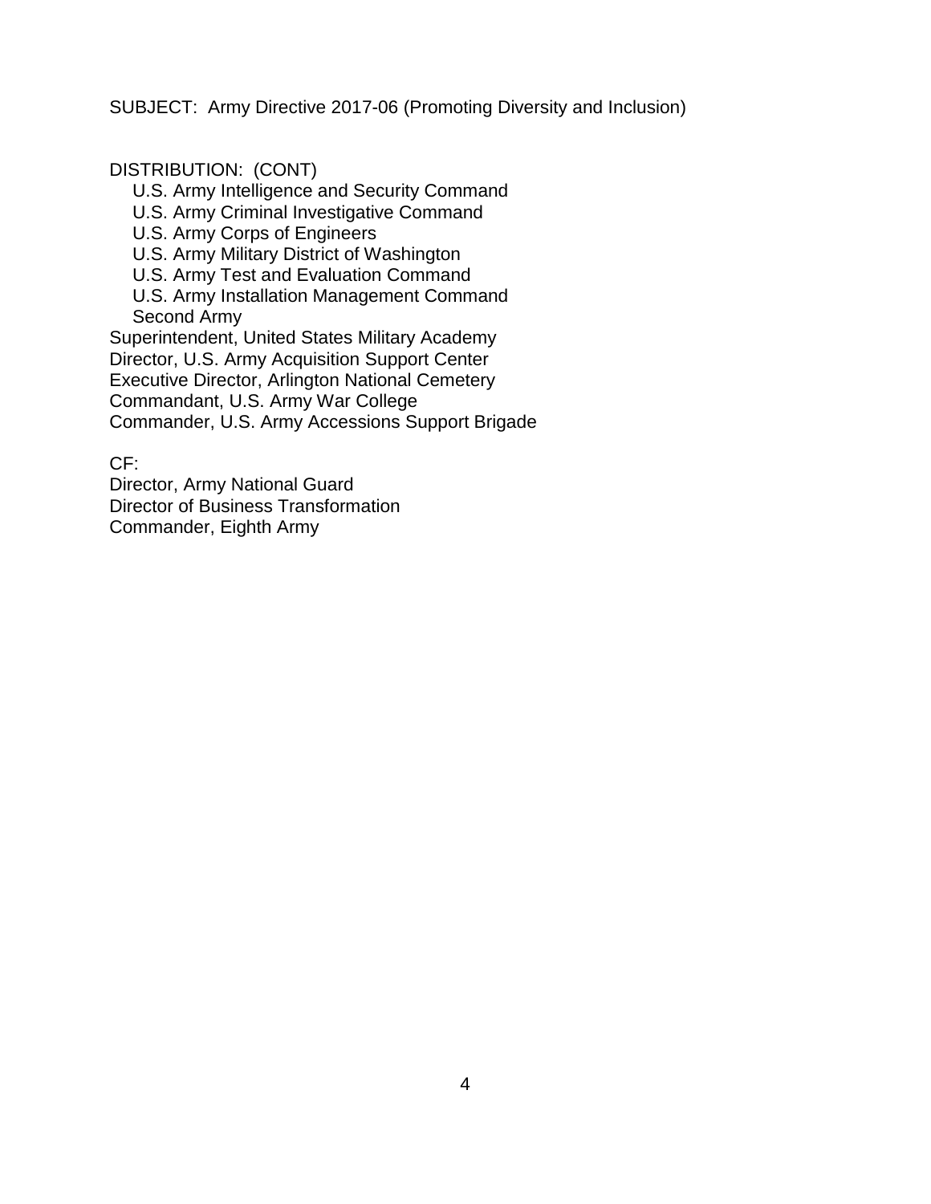SUBJECT: Army Directive 2017-06 (Promoting Diversity and Inclusion)

DISTRIBUTION: (CONT)

- U.S. Army Intelligence and Security Command
- U.S. Army Criminal Investigative Command
- U.S. Army Corps of Engineers
- U.S. Army Military District of Washington
- U.S. Army Test and Evaluation Command
- U.S. Army Installation Management Command
- Second Army

Superintendent, United States Military Academy
Director, U.S. Army Acquisition Support Center
Executive Director, Arlington National Cemetery
Commandant, U.S. Army War College
Commander, U.S. Army Accessions Support Brigade

CF:
Director, Army National Guard
Director of Business Transformation
Commander, Eighth Army